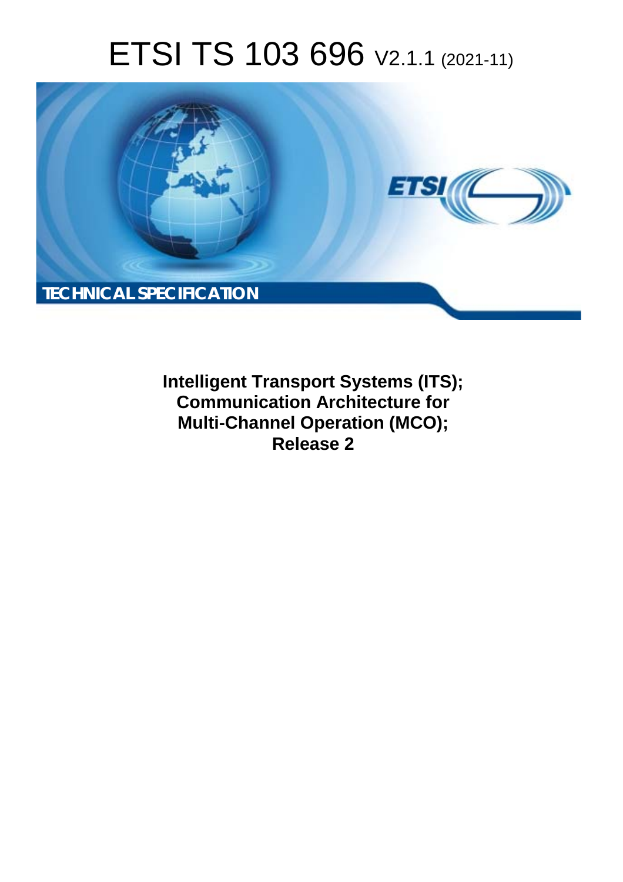# ETSI TS 103 696 V2.1.1 (2021-11)

TECHNICAL SPECIFICATION

**Intelligent Transport Systems (ITS); Communication Architecture for Multi-Channel Operation (MCO); Release 2**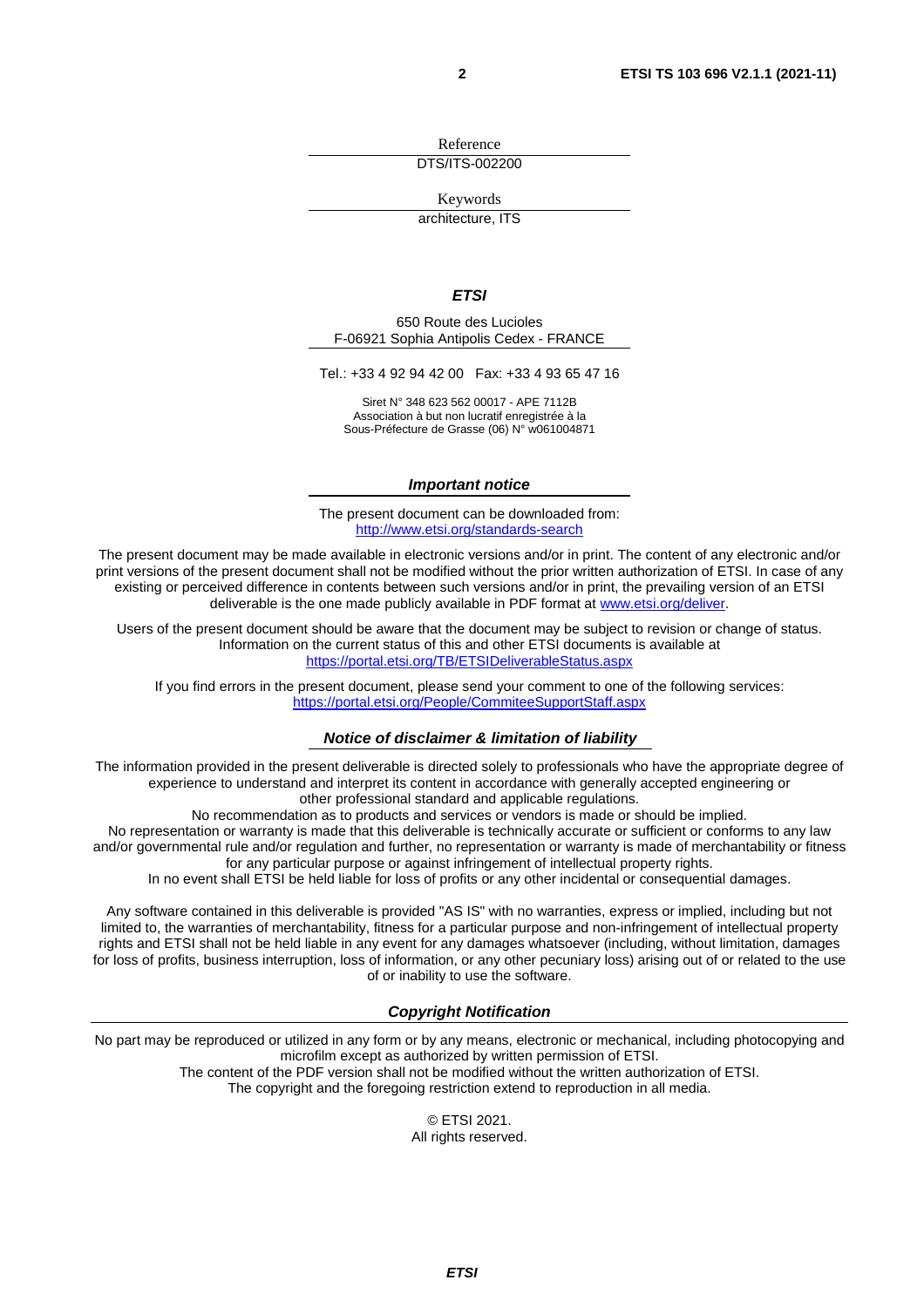Reference

DTS/ITS-002200

Keywords

architecture, ITS

***ETSI***

650 Route des Lucioles
F-06921 Sophia Antipolis Cedex - FRANCE

Tel.: +33 4 92 94 42 00   Fax: +33 4 93 65 47 16

Siret N° 348 623 562 00017 - APE 7112B
Association à but non lucratif enregistrée à la
Sous-Préfecture de Grasse (06) N° w061004871

***Important notice***

The present document can be downloaded from:
http://www.etsi.org/standards-search

The present document may be made available in electronic versions and/or in print. The content of any electronic and/or print versions of the present document shall not be modified without the prior written authorization of ETSI. In case of any existing or perceived difference in contents between such versions and/or in print, the prevailing version of an ETSI deliverable is the one made publicly available in PDF format at www.etsi.org/deliver.

Users of the present document should be aware that the document may be subject to revision or change of status. Information on the current status of this and other ETSI documents is available at
https://portal.etsi.org/TB/ETSIDeliverableStatus.aspx

If you find errors in the present document, please send your comment to one of the following services:
https://portal.etsi.org/People/CommiteeSupportStaff.aspx

***Notice of disclaimer & limitation of liability***

The information provided in the present deliverable is directed solely to professionals who have the appropriate degree of experience to understand and interpret its content in accordance with generally accepted engineering or other professional standard and applicable regulations.
No recommendation as to products and services or vendors is made or should be implied.
No representation or warranty is made that this deliverable is technically accurate or sufficient or conforms to any law and/or governmental rule and/or regulation and further, no representation or warranty is made of merchantability or fitness for any particular purpose or against infringement of intellectual property rights.
In no event shall ETSI be held liable for loss of profits or any other incidental or consequential damages.

Any software contained in this deliverable is provided "AS IS" with no warranties, express or implied, including but not limited to, the warranties of merchantability, fitness for a particular purpose and non-infringement of intellectual property rights and ETSI shall not be held liable in any event for any damages whatsoever (including, without limitation, damages for loss of profits, business interruption, loss of information, or any other pecuniary loss) arising out of or related to the use of or inability to use the software.

***Copyright Notification***

No part may be reproduced or utilized in any form or by any means, electronic or mechanical, including photocopying and microfilm except as authorized by written permission of ETSI.
The content of the PDF version shall not be modified without the written authorization of ETSI.
The copyright and the foregoing restriction extend to reproduction in all media.

© ETSI 2021.
All rights reserved.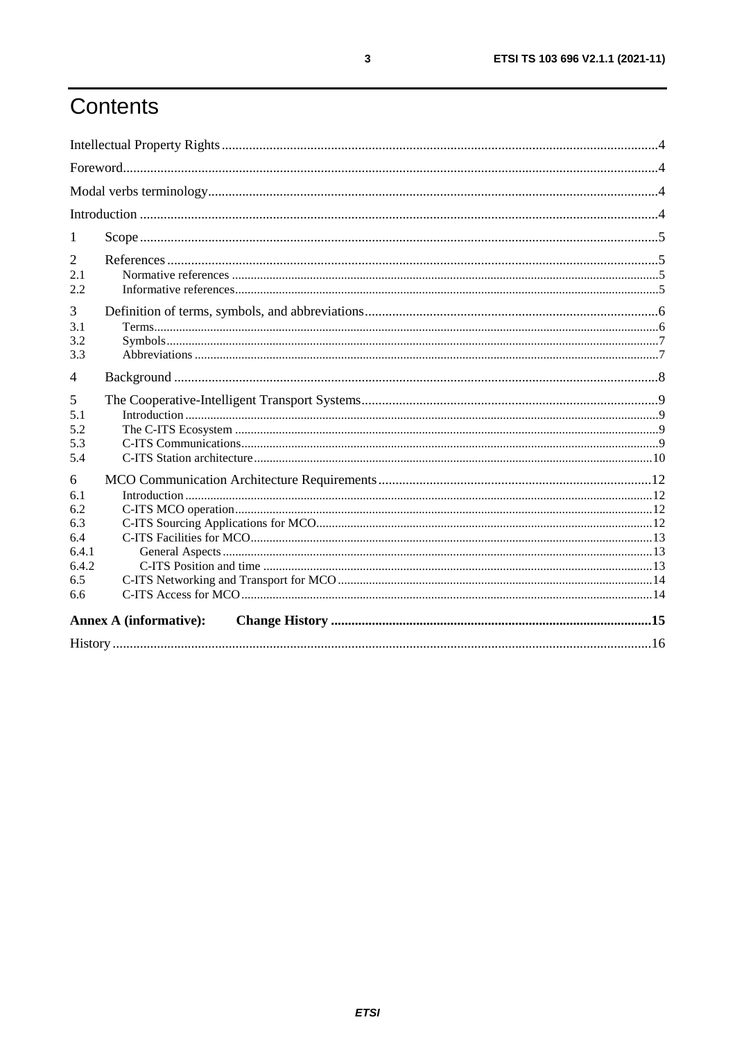# Contents

Intellectual Property Rights ....................................................................................................................................4
Foreword .................................................................................................................................................................4
Modal verbs terminology .........................................................................................................................................4
Introduction .............................................................................................................................................................4

1 Scope ...................................................................................................................................................................5

2 References ...........................................................................................................................................................5
2.1 Normative references .......................................................................................................................................5
2.2 Informative references ......................................................................................................................................5

3 Definition of terms, symbols, and abbreviations ................................................................................................6
3.1 Terms .................................................................................................................................................................6
3.2 Symbols .............................................................................................................................................................7
3.3 Abbreviations ....................................................................................................................................................7

4 Background ........................................................................................................................................................8

5 The Cooperative-Intelligent Transport Systems .................................................................................................9
5.1 Introduction .......................................................................................................................................................9
5.2 The C-ITS Ecosystem .......................................................................................................................................9
5.3 C-ITS Communications .....................................................................................................................................9
5.4 C-ITS Station architecture ...............................................................................................................................10

6 MCO Communication Architecture Requirements ..........................................................................................12
6.1 Introduction .....................................................................................................................................................12
6.2 C-ITS MCO operation .....................................................................................................................................12
6.3 C-ITS Sourcing Applications for MCO ...........................................................................................................12
6.4 C-ITS Facilities for MCO ................................................................................................................................13
6.4.1 General Aspects ...........................................................................................................................................13
6.4.2 C-ITS Position and time ...............................................................................................................................13
6.5 C-ITS Networking and Transport for MCO ....................................................................................................14
6.6 C-ITS Access for MCO ...................................................................................................................................14

**Annex A (informative): Change History** .........................................................................................................**15**

History ...................................................................................................................................................................16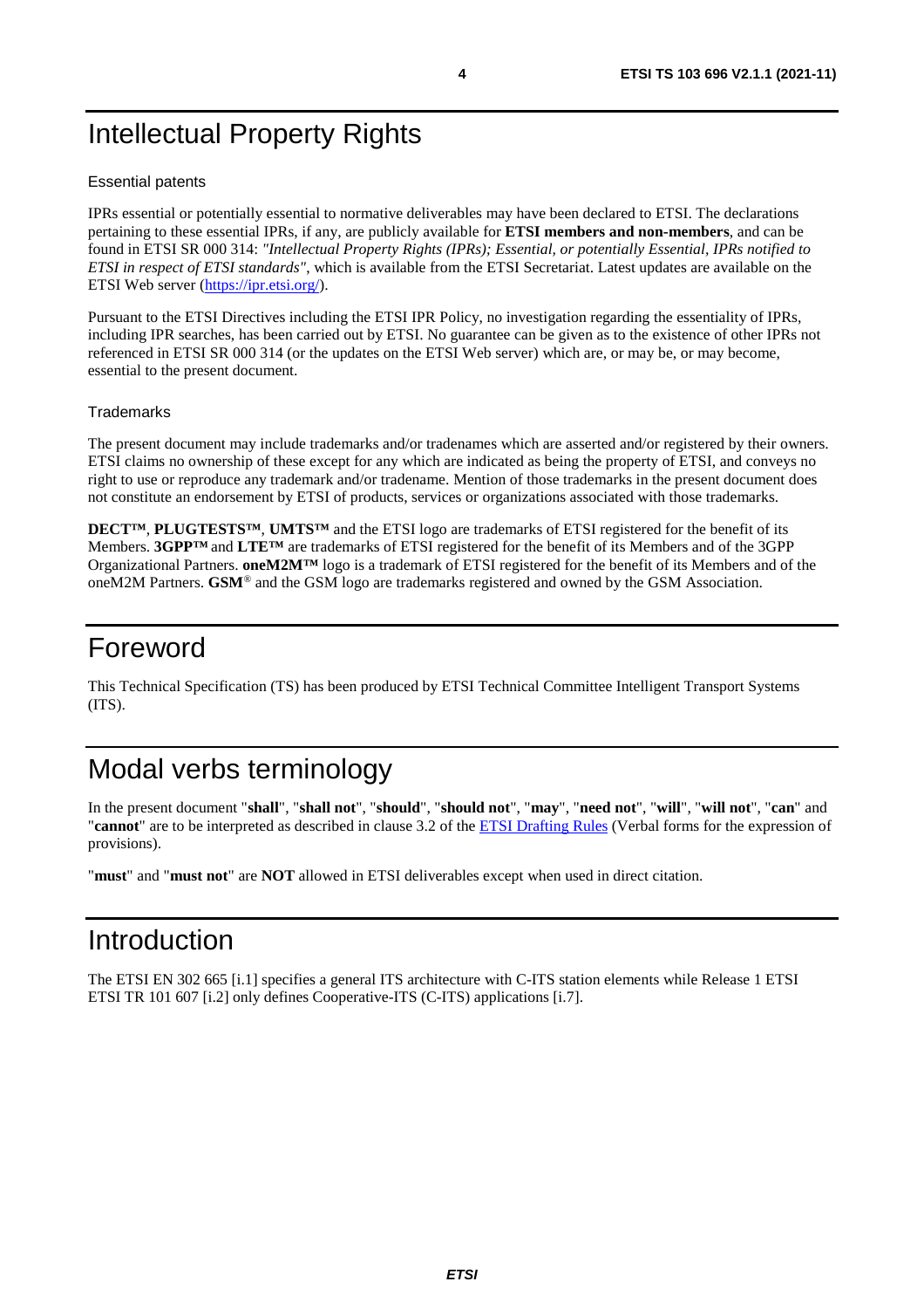# Intellectual Property Rights

Essential patents

IPRs essential or potentially essential to normative deliverables may have been declared to ETSI. The declarations pertaining to these essential IPRs, if any, are publicly available for **ETSI members and non-members**, and can be found in ETSI SR 000 314: *"Intellectual Property Rights (IPRs); Essential, or potentially Essential, IPRs notified to ETSI in respect of ETSI standards"*, which is available from the ETSI Secretariat. Latest updates are available on the ETSI Web server (https://ipr.etsi.org/).

Pursuant to the ETSI Directives including the ETSI IPR Policy, no investigation regarding the essentiality of IPRs, including IPR searches, has been carried out by ETSI. No guarantee can be given as to the existence of other IPRs not referenced in ETSI SR 000 314 (or the updates on the ETSI Web server) which are, or may be, or may become, essential to the present document.

Trademarks

The present document may include trademarks and/or tradenames which are asserted and/or registered by their owners. ETSI claims no ownership of these except for any which are indicated as being the property of ETSI, and conveys no right to use or reproduce any trademark and/or tradename. Mention of those trademarks in the present document does not constitute an endorsement by ETSI of products, services or organizations associated with those trademarks.

**DECT™**, **PLUGTESTS™**, **UMTS™** and the ETSI logo are trademarks of ETSI registered for the benefit of its Members. **3GPP™** and **LTE™** are trademarks of ETSI registered for the benefit of its Members and of the 3GPP Organizational Partners. **oneM2M™** logo is a trademark of ETSI registered for the benefit of its Members and of the oneM2M Partners. **GSM**® and the GSM logo are trademarks registered and owned by the GSM Association.

# Foreword

This Technical Specification (TS) has been produced by ETSI Technical Committee Intelligent Transport Systems (ITS).

# Modal verbs terminology

In the present document "**shall**", "**shall not**", "**should**", "**should not**", "**may**", "**need not**", "**will**", "**will not**", "**can**" and "**cannot**" are to be interpreted as described in clause 3.2 of the ETSI Drafting Rules (Verbal forms for the expression of provisions).

"**must**" and "**must not**" are **NOT** allowed in ETSI deliverables except when used in direct citation.

# Introduction

The ETSI EN 302 665 [i.1] specifies a general ITS architecture with C-ITS station elements while Release 1 ETSI ETSI TR 101 607 [i.2] only defines Cooperative-ITS (C-ITS) applications [i.7].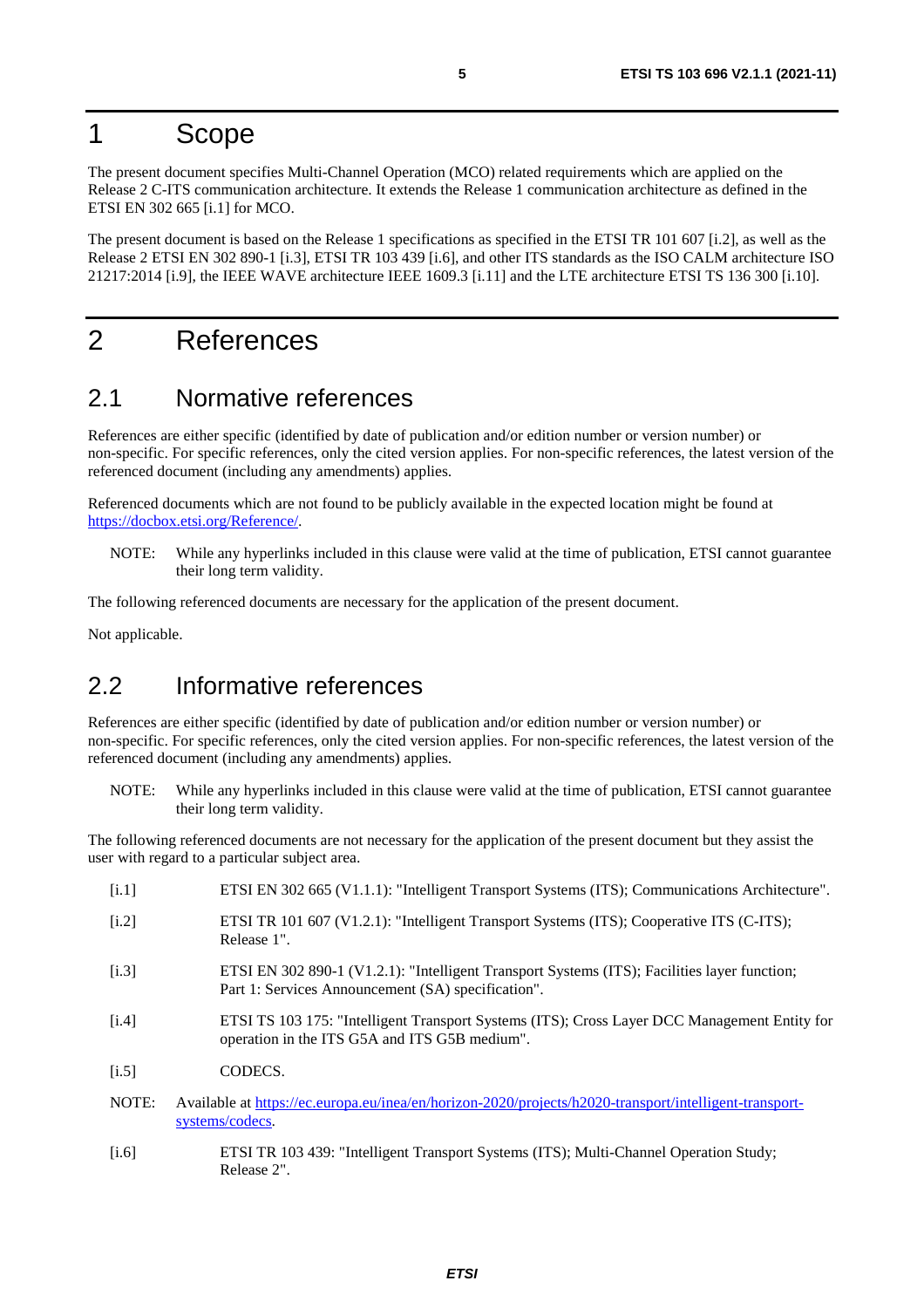# 1 Scope

The present document specifies Multi-Channel Operation (MCO) related requirements which are applied on the Release 2 C-ITS communication architecture. It extends the Release 1 communication architecture as defined in the ETSI EN 302 665 [i.1] for MCO.

The present document is based on the Release 1 specifications as specified in the ETSI TR 101 607 [i.2], as well as the Release 2 ETSI EN 302 890-1 [i.3], ETSI TR 103 439 [i.6], and other ITS standards as the ISO CALM architecture ISO 21217:2014 [i.9], the IEEE WAVE architecture IEEE 1609.3 [i.11] and the LTE architecture ETSI TS 136 300 [i.10].

# 2 References

## 2.1 Normative references

References are either specific (identified by date of publication and/or edition number or version number) or non-specific. For specific references, only the cited version applies. For non-specific references, the latest version of the referenced document (including any amendments) applies.

Referenced documents which are not found to be publicly available in the expected location might be found at https://docbox.etsi.org/Reference/.

NOTE: While any hyperlinks included in this clause were valid at the time of publication, ETSI cannot guarantee their long term validity.

The following referenced documents are necessary for the application of the present document.

Not applicable.

## 2.2 Informative references

References are either specific (identified by date of publication and/or edition number or version number) or non-specific. For specific references, only the cited version applies. For non-specific references, the latest version of the referenced document (including any amendments) applies.

NOTE: While any hyperlinks included in this clause were valid at the time of publication, ETSI cannot guarantee their long term validity.

The following referenced documents are not necessary for the application of the present document but they assist the user with regard to a particular subject area.

- [i.1] ETSI EN 302 665 (V1.1.1): "Intelligent Transport Systems (ITS); Communications Architecture".
- [i.2] ETSI TR 101 607 (V1.2.1): "Intelligent Transport Systems (ITS); Cooperative ITS (C-ITS); Release 1".
- [i.3] ETSI EN 302 890-1 (V1.2.1): "Intelligent Transport Systems (ITS); Facilities layer function; Part 1: Services Announcement (SA) specification".
- [i.4] ETSI TS 103 175: "Intelligent Transport Systems (ITS); Cross Layer DCC Management Entity for operation in the ITS G5A and ITS G5B medium".
- [i.5] CODECS.

NOTE: Available at https://ec.europa.eu/inea/en/horizon-2020/projects/h2020-transport/intelligent-transport-systems/codecs.

- [i.6] ETSI TR 103 439: "Intelligent Transport Systems (ITS); Multi-Channel Operation Study; Release 2".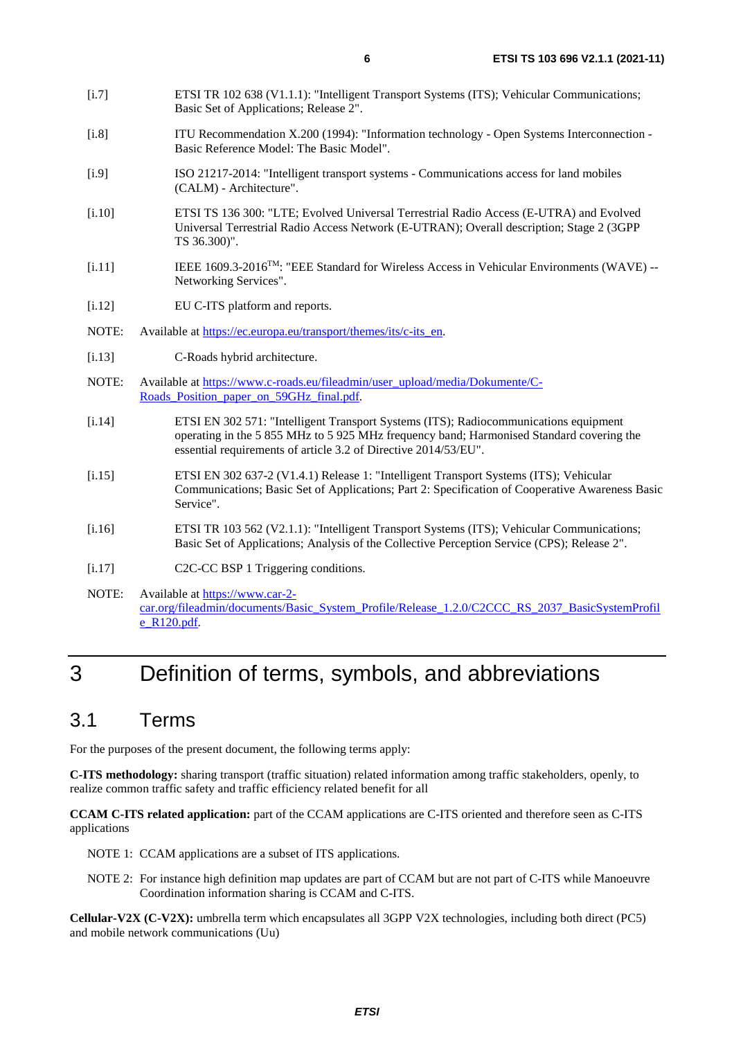[i.7] ETSI TR 102 638 (V1.1.1): "Intelligent Transport Systems (ITS); Vehicular Communications; Basic Set of Applications; Release 2".

[i.8] ITU Recommendation X.200 (1994): "Information technology - Open Systems Interconnection - Basic Reference Model: The Basic Model".

[i.9] ISO 21217-2014: "Intelligent transport systems - Communications access for land mobiles (CALM) - Architecture".

[i.10] ETSI TS 136 300: "LTE; Evolved Universal Terrestrial Radio Access (E-UTRA) and Evolved Universal Terrestrial Radio Access Network (E-UTRAN); Overall description; Stage 2 (3GPP TS 36.300)".

[i.11] IEEE 1609.3-2016™: "EEE Standard for Wireless Access in Vehicular Environments (WAVE) -- Networking Services".

[i.12] EU C-ITS platform and reports.

NOTE: Available at https://ec.europa.eu/transport/themes/its/c-its_en.

[i.13] C-Roads hybrid architecture.

NOTE: Available at https://www.c-roads.eu/fileadmin/user_upload/media/Dokumente/C-Roads_Position_paper_on_59GHz_final.pdf.

[i.14] ETSI EN 302 571: "Intelligent Transport Systems (ITS); Radiocommunications equipment operating in the 5 855 MHz to 5 925 MHz frequency band; Harmonised Standard covering the essential requirements of article 3.2 of Directive 2014/53/EU".

[i.15] ETSI EN 302 637-2 (V1.4.1) Release 1: "Intelligent Transport Systems (ITS); Vehicular Communications; Basic Set of Applications; Part 2: Specification of Cooperative Awareness Basic Service".

[i.16] ETSI TR 103 562 (V2.1.1): "Intelligent Transport Systems (ITS); Vehicular Communications; Basic Set of Applications; Analysis of the Collective Perception Service (CPS); Release 2".

[i.17] C2C-CC BSP 1 Triggering conditions.

NOTE: Available at https://www.car-2-car.org/fileadmin/documents/Basic_System_Profile/Release_1.2.0/C2CCC_RS_2037_BasicSystemProfile_R120.pdf.

# 3 Definition of terms, symbols, and abbreviations

## 3.1 Terms

For the purposes of the present document, the following terms apply:

**C-ITS methodology:** sharing transport (traffic situation) related information among traffic stakeholders, openly, to realize common traffic safety and traffic efficiency related benefit for all

**CCAM C-ITS related application:** part of the CCAM applications are C-ITS oriented and therefore seen as C-ITS applications

NOTE 1: CCAM applications are a subset of ITS applications.

NOTE 2: For instance high definition map updates are part of CCAM but are not part of C-ITS while Manoeuvre Coordination information sharing is CCAM and C-ITS.

**Cellular-V2X (C-V2X):** umbrella term which encapsulates all 3GPP V2X technologies, including both direct (PC5) and mobile network communications (Uu)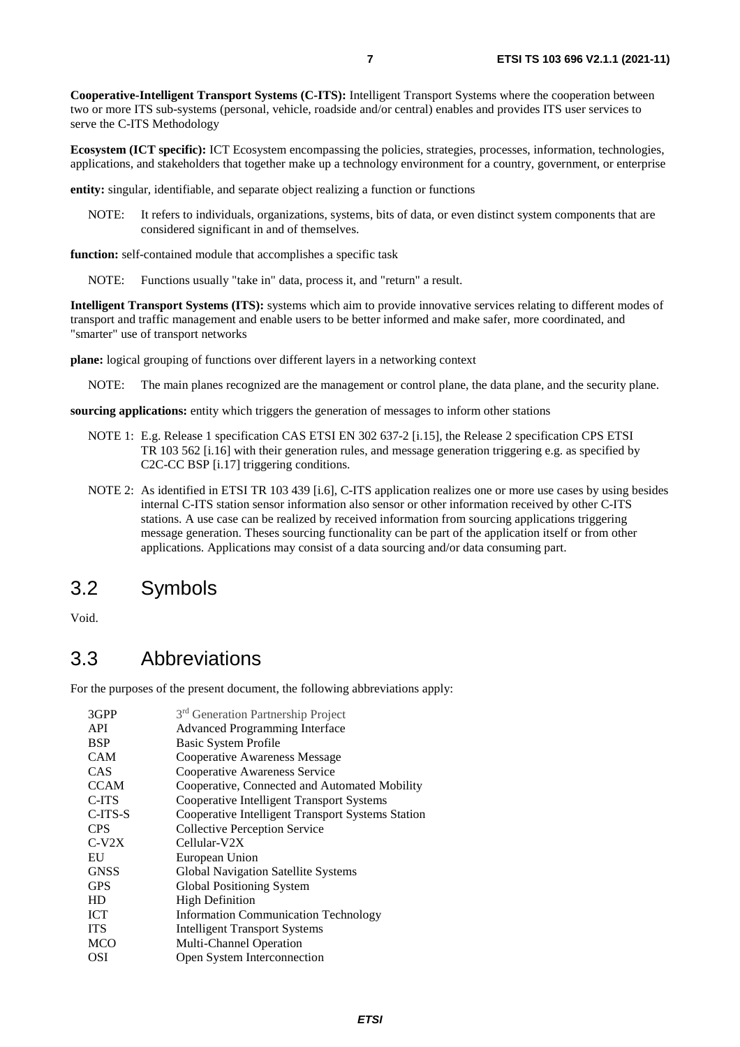**Cooperative-Intelligent Transport Systems (C-ITS):** Intelligent Transport Systems where the cooperation between two or more ITS sub-systems (personal, vehicle, roadside and/or central) enables and provides ITS user services to serve the C-ITS Methodology

**Ecosystem (ICT specific):** ICT Ecosystem encompassing the policies, strategies, processes, information, technologies, applications, and stakeholders that together make up a technology environment for a country, government, or enterprise

**entity:** singular, identifiable, and separate object realizing a function or functions

NOTE: It refers to individuals, organizations, systems, bits of data, or even distinct system components that are considered significant in and of themselves.

**function:** self-contained module that accomplishes a specific task

NOTE: Functions usually "take in" data, process it, and "return" a result.

**Intelligent Transport Systems (ITS):** systems which aim to provide innovative services relating to different modes of transport and traffic management and enable users to be better informed and make safer, more coordinated, and "smarter" use of transport networks

**plane:** logical grouping of functions over different layers in a networking context

NOTE: The main planes recognized are the management or control plane, the data plane, and the security plane.

**sourcing applications:** entity which triggers the generation of messages to inform other stations

NOTE 1: E.g. Release 1 specification CAS ETSI EN 302 637-2 [i.15], the Release 2 specification CPS ETSI TR 103 562 [i.16] with their generation rules, and message generation triggering e.g. as specified by C2C-CC BSP [i.17] triggering conditions.

NOTE 2: As identified in ETSI TR 103 439 [i.6], C-ITS application realizes one or more use cases by using besides internal C-ITS station sensor information also sensor or other information received by other C-ITS stations. A use case can be realized by received information from sourcing applications triggering message generation. Theses sourcing functionality can be part of the application itself or from other applications. Applications may consist of a data sourcing and/or data consuming part.

## 3.2 Symbols

Void.

## 3.3 Abbreviations

For the purposes of the present document, the following abbreviations apply:

| | |
|---|---|
| 3GPP | 3rd Generation Partnership Project |
| API | Advanced Programming Interface |
| BSP | Basic System Profile |
| CAM | Cooperative Awareness Message |
| CAS | Cooperative Awareness Service |
| CCAM | Cooperative, Connected and Automated Mobility |
| C-ITS | Cooperative Intelligent Transport Systems |
| C-ITS-S | Cooperative Intelligent Transport Systems Station |
| CPS | Collective Perception Service |
| C-V2X | Cellular-V2X |
| EU | European Union |
| GNSS | Global Navigation Satellite Systems |
| GPS | Global Positioning System |
| HD | High Definition |
| ICT | Information Communication Technology |
| ITS | Intelligent Transport Systems |
| MCO | Multi-Channel Operation |
| OSI | Open System Interconnection |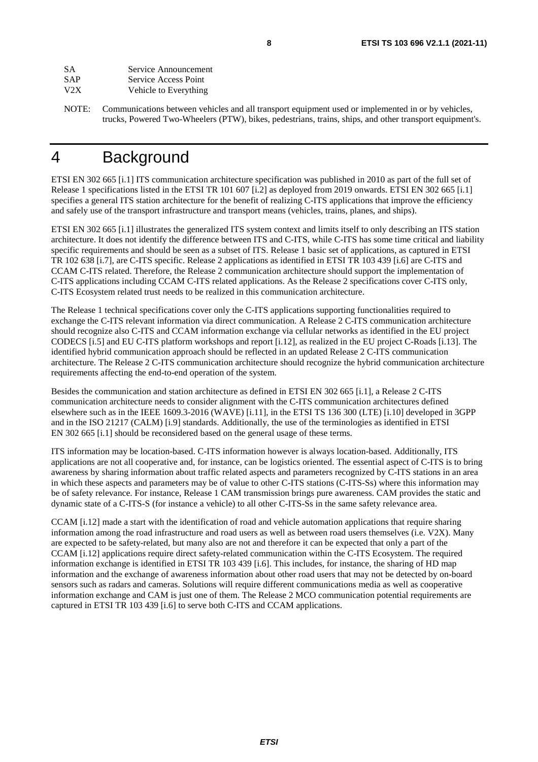SA Service Announcement
SAP Service Access Point
V2X Vehicle to Everything

NOTE: Communications between vehicles and all transport equipment used or implemented in or by vehicles, trucks, Powered Two-Wheelers (PTW), bikes, pedestrians, trains, ships, and other transport equipment's.

# 4 Background

ETSI EN 302 665 [i.1] ITS communication architecture specification was published in 2010 as part of the full set of Release 1 specifications listed in the ETSI TR 101 607 [i.2] as deployed from 2019 onwards. ETSI EN 302 665 [i.1] specifies a general ITS station architecture for the benefit of realizing C-ITS applications that improve the efficiency and safely use of the transport infrastructure and transport means (vehicles, trains, planes, and ships).

ETSI EN 302 665 [i.1] illustrates the generalized ITS system context and limits itself to only describing an ITS station architecture. It does not identify the difference between ITS and C-ITS, while C-ITS has some time critical and liability specific requirements and should be seen as a subset of ITS. Release 1 basic set of applications, as captured in ETSI TR 102 638 [i.7], are C-ITS specific. Release 2 applications as identified in ETSI TR 103 439 [i.6] are C-ITS and CCAM C-ITS related. Therefore, the Release 2 communication architecture should support the implementation of C-ITS applications including CCAM C-ITS related applications. As the Release 2 specifications cover C-ITS only, C-ITS Ecosystem related trust needs to be realized in this communication architecture.

The Release 1 technical specifications cover only the C-ITS applications supporting functionalities required to exchange the C-ITS relevant information via direct communication. A Release 2 C-ITS communication architecture should recognize also C-ITS and CCAM information exchange via cellular networks as identified in the EU project CODECS [i.5] and EU C-ITS platform workshops and report [i.12], as realized in the EU project C-Roads [i.13]. The identified hybrid communication approach should be reflected in an updated Release 2 C-ITS communication architecture. The Release 2 C-ITS communication architecture should recognize the hybrid communication architecture requirements affecting the end-to-end operation of the system.

Besides the communication and station architecture as defined in ETSI EN 302 665 [i.1], a Release 2 C-ITS communication architecture needs to consider alignment with the C-ITS communication architectures defined elsewhere such as in the IEEE 1609.3-2016 (WAVE) [i.11], in the ETSI TS 136 300 (LTE) [i.10] developed in 3GPP and in the ISO 21217 (CALM) [i.9] standards. Additionally, the use of the terminologies as identified in ETSI EN 302 665 [i.1] should be reconsidered based on the general usage of these terms.

ITS information may be location-based. C-ITS information however is always location-based. Additionally, ITS applications are not all cooperative and, for instance, can be logistics oriented. The essential aspect of C-ITS is to bring awareness by sharing information about traffic related aspects and parameters recognized by C-ITS stations in an area in which these aspects and parameters may be of value to other C-ITS stations (C-ITS-Ss) where this information may be of safety relevance. For instance, Release 1 CAM transmission brings pure awareness. CAM provides the static and dynamic state of a C-ITS-S (for instance a vehicle) to all other C-ITS-Ss in the same safety relevance area.

CCAM [i.12] made a start with the identification of road and vehicle automation applications that require sharing information among the road infrastructure and road users as well as between road users themselves (i.e. V2X). Many are expected to be safety-related, but many also are not and therefore it can be expected that only a part of the CCAM [i.12] applications require direct safety-related communication within the C-ITS Ecosystem. The required information exchange is identified in ETSI TR 103 439 [i.6]. This includes, for instance, the sharing of HD map information and the exchange of awareness information about other road users that may not be detected by on-board sensors such as radars and cameras. Solutions will require different communications media as well as cooperative information exchange and CAM is just one of them. The Release 2 MCO communication potential requirements are captured in ETSI TR 103 439 [i.6] to serve both C-ITS and CCAM applications.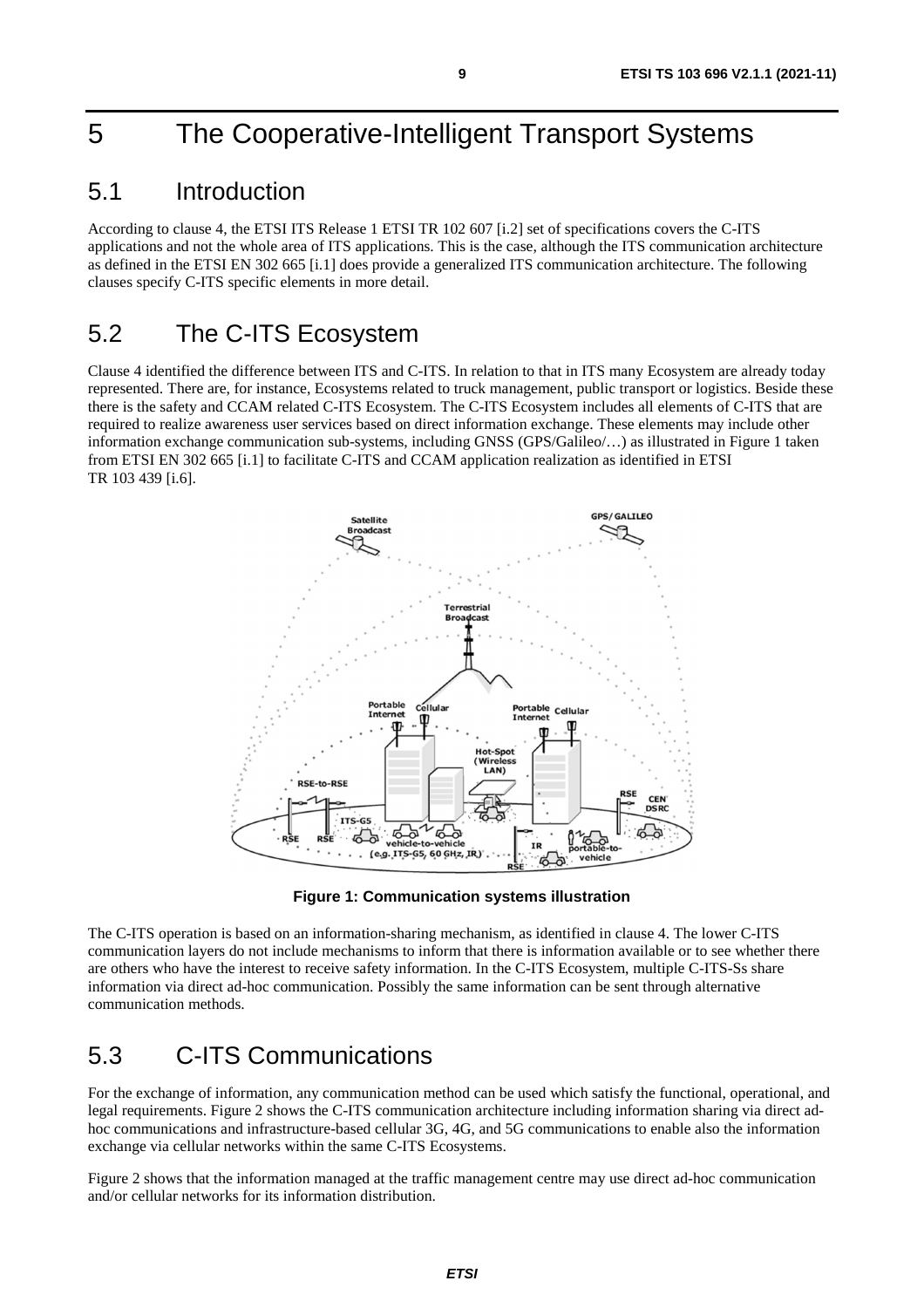# 5 The Cooperative-Intelligent Transport Systems

## 5.1 Introduction

According to clause 4, the ETSI ITS Release 1 ETSI TR 102 607 [i.2] set of specifications covers the C-ITS applications and not the whole area of ITS applications. This is the case, although the ITS communication architecture as defined in the ETSI EN 302 665 [i.1] does provide a generalized ITS communication architecture. The following clauses specify C-ITS specific elements in more detail.

## 5.2 The C-ITS Ecosystem

Clause 4 identified the difference between ITS and C-ITS. In relation to that in ITS many Ecosystem are already today represented. There are, for instance, Ecosystems related to truck management, public transport or logistics. Beside these there is the safety and CCAM related C-ITS Ecosystem. The C-ITS Ecosystem includes all elements of C-ITS that are required to realize awareness user services based on direct information exchange. These elements may include other information exchange communication sub-systems, including GNSS (GPS/Galileo/…) as illustrated in Figure 1 taken from ETSI EN 302 665 [i.1] to facilitate C-ITS and CCAM application realization as identified in ETSI TR 103 439 [i.6].

**Figure 1: Communication systems illustration**

The C-ITS operation is based on an information-sharing mechanism, as identified in clause 4. The lower C-ITS communication layers do not include mechanisms to inform that there is information available or to see whether there are others who have the interest to receive safety information. In the C-ITS Ecosystem, multiple C-ITS-Ss share information via direct ad-hoc communication. Possibly the same information can be sent through alternative communication methods.

## 5.3 C-ITS Communications

For the exchange of information, any communication method can be used which satisfy the functional, operational, and legal requirements. Figure 2 shows the C-ITS communication architecture including information sharing via direct ad-hoc communications and infrastructure-based cellular 3G, 4G, and 5G communications to enable also the information exchange via cellular networks within the same C-ITS Ecosystems.

Figure 2 shows that the information managed at the traffic management centre may use direct ad-hoc communication and/or cellular networks for its information distribution.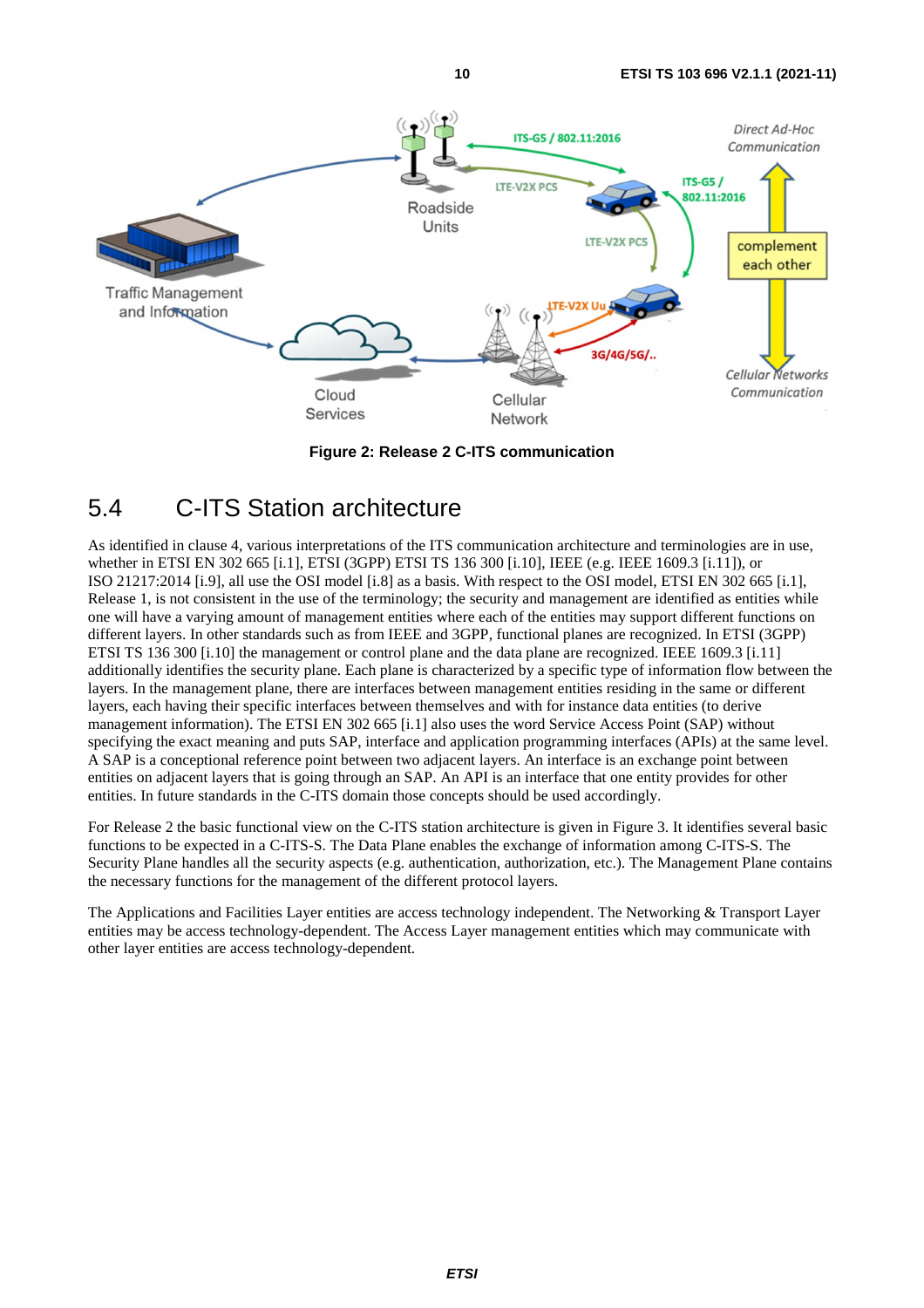**Figure 2: Release 2 C-ITS communication**

## 5.4 C-ITS Station architecture

As identified in clause 4, various interpretations of the ITS communication architecture and terminologies are in use, whether in ETSI EN 302 665 [i.1], ETSI (3GPP) ETSI TS 136 300 [i.10], IEEE (e.g. IEEE 1609.3 [i.11]), or ISO 21217:2014 [i.9], all use the OSI model [i.8] as a basis. With respect to the OSI model, ETSI EN 302 665 [i.1], Release 1, is not consistent in the use of the terminology; the security and management are identified as entities while one will have a varying amount of management entities where each of the entities may support different functions on different layers. In other standards such as from IEEE and 3GPP, functional planes are recognized. In ETSI (3GPP) ETSI TS 136 300 [i.10] the management or control plane and the data plane are recognized. IEEE 1609.3 [i.11] additionally identifies the security plane. Each plane is characterized by a specific type of information flow between the layers. In the management plane, there are interfaces between management entities residing in the same or different layers, each having their specific interfaces between themselves and with for instance data entities (to derive management information). The ETSI EN 302 665 [i.1] also uses the word Service Access Point (SAP) without specifying the exact meaning and puts SAP, interface and application programming interfaces (APIs) at the same level. A SAP is a conceptional reference point between two adjacent layers. An interface is an exchange point between entities on adjacent layers that is going through an SAP. An API is an interface that one entity provides for other entities. In future standards in the C-ITS domain those concepts should be used accordingly.

For Release 2 the basic functional view on the C-ITS station architecture is given in Figure 3. It identifies several basic functions to be expected in a C-ITS-S. The Data Plane enables the exchange of information among C-ITS-S. The Security Plane handles all the security aspects (e.g. authentication, authorization, etc.). The Management Plane contains the necessary functions for the management of the different protocol layers.

The Applications and Facilities Layer entities are access technology independent. The Networking & Transport Layer entities may be access technology-dependent. The Access Layer management entities which may communicate with other layer entities are access technology-dependent.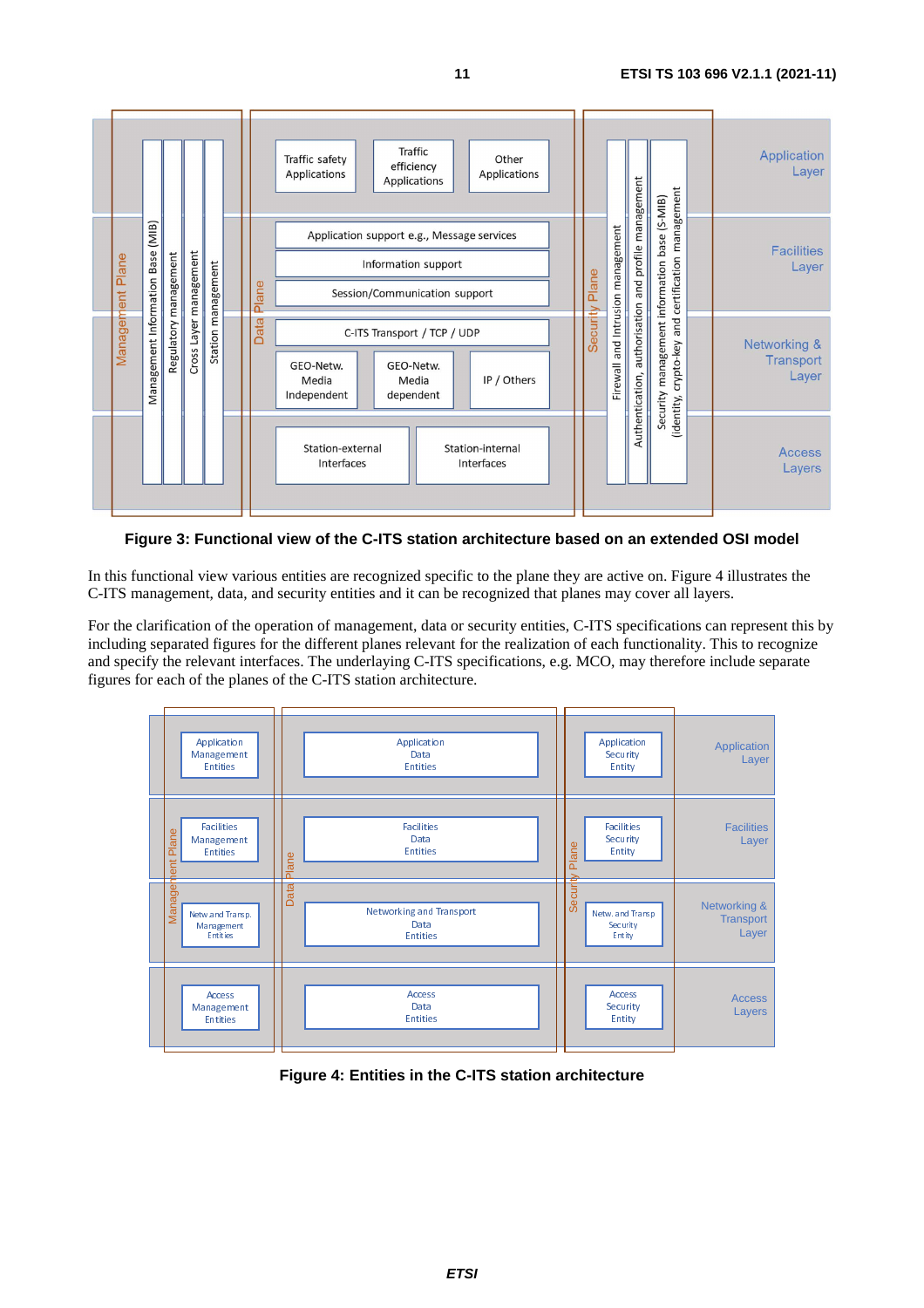**Figure 3: Functional view of the C-ITS station architecture based on an extended OSI model**

In this functional view various entities are recognized specific to the plane they are active on. Figure 4 illustrates the C-ITS management, data, and security entities and it can be recognized that planes may cover all layers.

For the clarification of the operation of management, data or security entities, C-ITS specifications can represent this by including separated figures for the different planes relevant for the realization of each functionality. This to recognize and specify the relevant interfaces. The underlaying C-ITS specifications, e.g. MCO, may therefore include separate figures for each of the planes of the C-ITS station architecture.

**Figure 4: Entities in the C-ITS station architecture**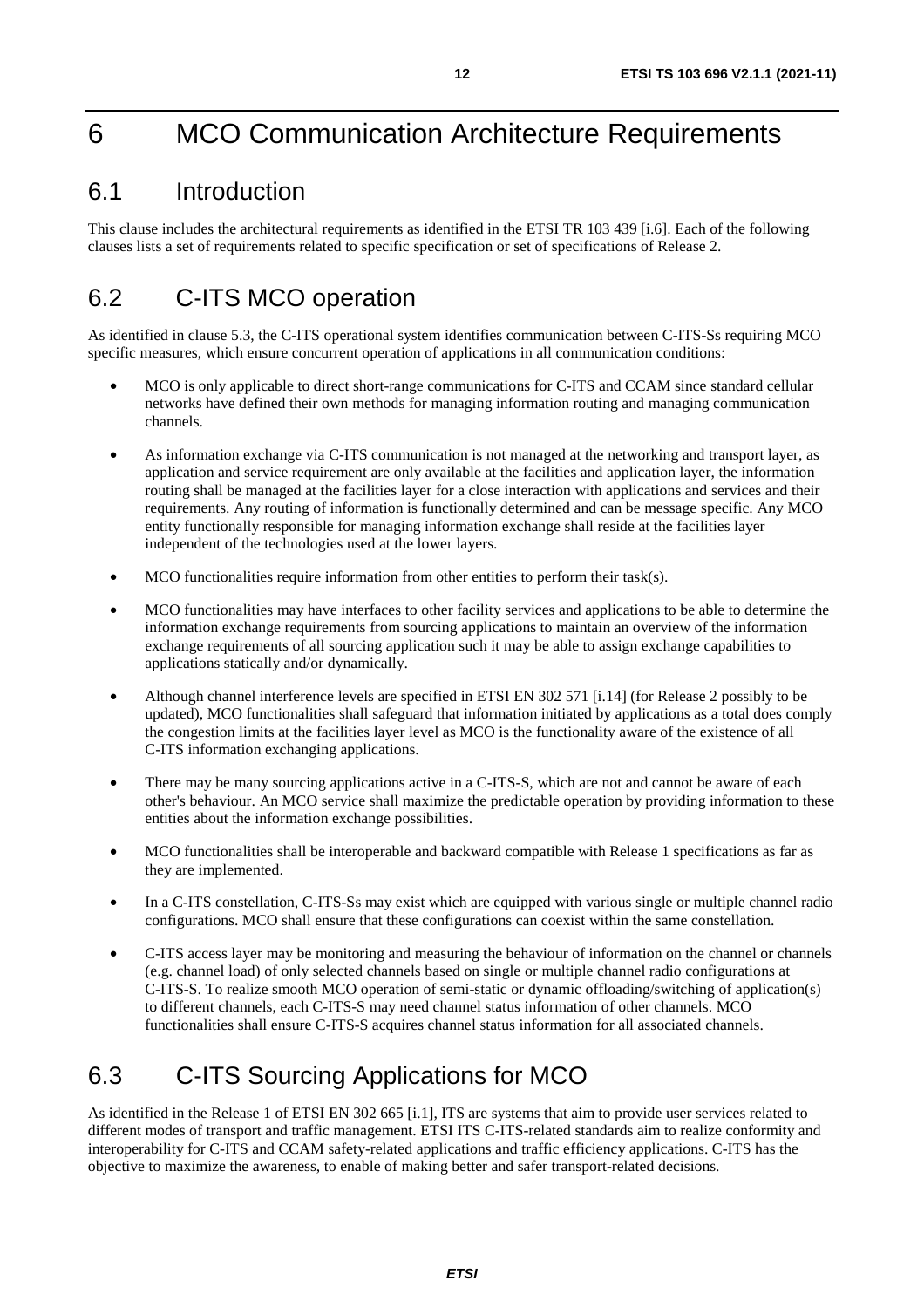# 6 MCO Communication Architecture Requirements

## 6.1 Introduction

This clause includes the architectural requirements as identified in the ETSI TR 103 439 [i.6]. Each of the following clauses lists a set of requirements related to specific specification or set of specifications of Release 2.

## 6.2 C-ITS MCO operation

As identified in clause 5.3, the C-ITS operational system identifies communication between C-ITS-Ss requiring MCO specific measures, which ensure concurrent operation of applications in all communication conditions:

- MCO is only applicable to direct short-range communications for C-ITS and CCAM since standard cellular networks have defined their own methods for managing information routing and managing communication channels.
- As information exchange via C-ITS communication is not managed at the networking and transport layer, as application and service requirement are only available at the facilities and application layer, the information routing shall be managed at the facilities layer for a close interaction with applications and services and their requirements. Any routing of information is functionally determined and can be message specific. Any MCO entity functionally responsible for managing information exchange shall reside at the facilities layer independent of the technologies used at the lower layers.
- MCO functionalities require information from other entities to perform their task(s).
- MCO functionalities may have interfaces to other facility services and applications to be able to determine the information exchange requirements from sourcing applications to maintain an overview of the information exchange requirements of all sourcing application such it may be able to assign exchange capabilities to applications statically and/or dynamically.
- Although channel interference levels are specified in ETSI EN 302 571 [i.14] (for Release 2 possibly to be updated), MCO functionalities shall safeguard that information initiated by applications as a total does comply the congestion limits at the facilities layer level as MCO is the functionality aware of the existence of all C-ITS information exchanging applications.
- There may be many sourcing applications active in a C-ITS-S, which are not and cannot be aware of each other's behaviour. An MCO service shall maximize the predictable operation by providing information to these entities about the information exchange possibilities.
- MCO functionalities shall be interoperable and backward compatible with Release 1 specifications as far as they are implemented.
- In a C-ITS constellation, C-ITS-Ss may exist which are equipped with various single or multiple channel radio configurations. MCO shall ensure that these configurations can coexist within the same constellation.
- C-ITS access layer may be monitoring and measuring the behaviour of information on the channel or channels (e.g. channel load) of only selected channels based on single or multiple channel radio configurations at C-ITS-S. To realize smooth MCO operation of semi-static or dynamic offloading/switching of application(s) to different channels, each C-ITS-S may need channel status information of other channels. MCO functionalities shall ensure C-ITS-S acquires channel status information for all associated channels.

## 6.3 C-ITS Sourcing Applications for MCO

As identified in the Release 1 of ETSI EN 302 665 [i.1], ITS are systems that aim to provide user services related to different modes of transport and traffic management. ETSI ITS C-ITS-related standards aim to realize conformity and interoperability for C-ITS and CCAM safety-related applications and traffic efficiency applications. C-ITS has the objective to maximize the awareness, to enable of making better and safer transport-related decisions.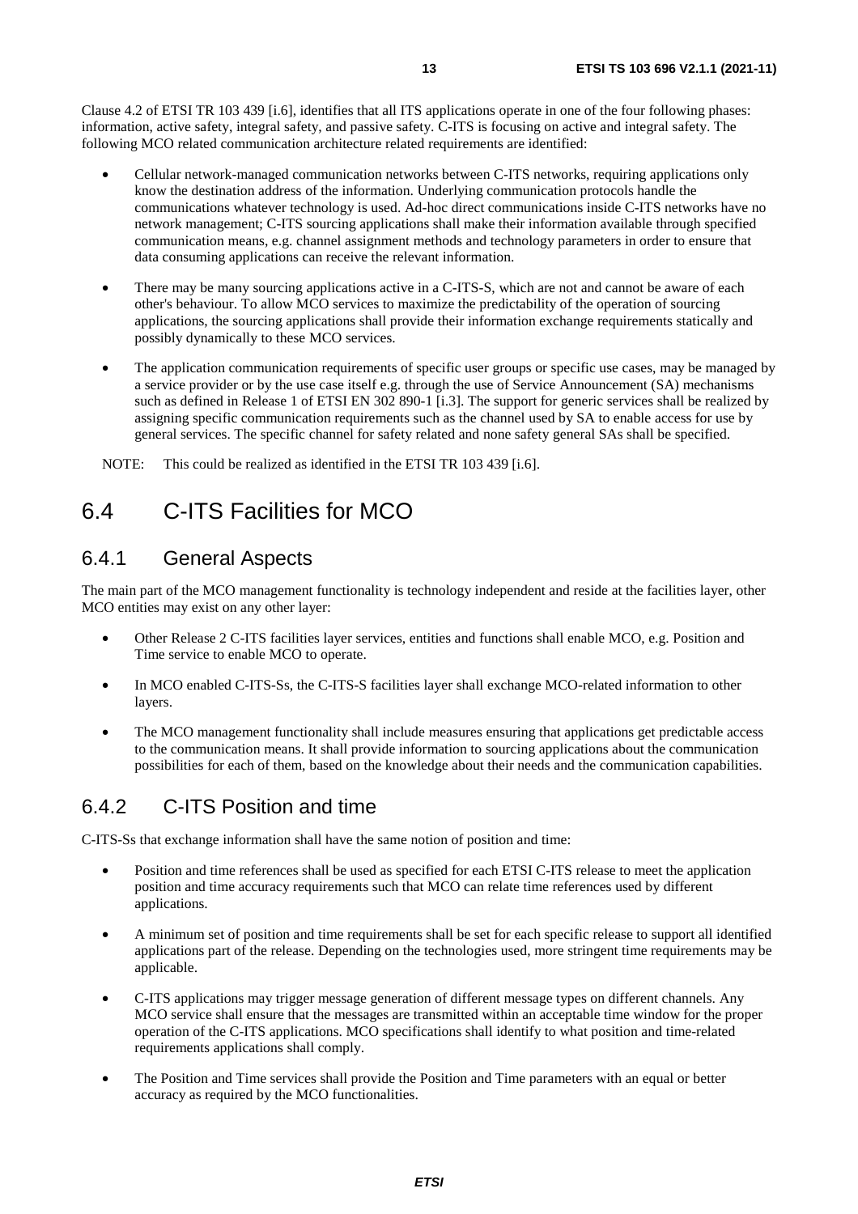Clause 4.2 of ETSI TR 103 439 [i.6], identifies that all ITS applications operate in one of the four following phases: information, active safety, integral safety, and passive safety. C-ITS is focusing on active and integral safety. The following MCO related communication architecture related requirements are identified:

- Cellular network-managed communication networks between C-ITS networks, requiring applications only know the destination address of the information. Underlying communication protocols handle the communications whatever technology is used. Ad-hoc direct communications inside C-ITS networks have no network management; C-ITS sourcing applications shall make their information available through specified communication means, e.g. channel assignment methods and technology parameters in order to ensure that data consuming applications can receive the relevant information.
- There may be many sourcing applications active in a C-ITS-S, which are not and cannot be aware of each other's behaviour. To allow MCO services to maximize the predictability of the operation of sourcing applications, the sourcing applications shall provide their information exchange requirements statically and possibly dynamically to these MCO services.
- The application communication requirements of specific user groups or specific use cases, may be managed by a service provider or by the use case itself e.g. through the use of Service Announcement (SA) mechanisms such as defined in Release 1 of ETSI EN 302 890-1 [i.3]. The support for generic services shall be realized by assigning specific communication requirements such as the channel used by SA to enable access for use by general services. The specific channel for safety related and none safety general SAs shall be specified.

NOTE: This could be realized as identified in the ETSI TR 103 439 [i.6].

## 6.4 C-ITS Facilities for MCO

### 6.4.1 General Aspects

The main part of the MCO management functionality is technology independent and reside at the facilities layer, other MCO entities may exist on any other layer:

- Other Release 2 C-ITS facilities layer services, entities and functions shall enable MCO, e.g. Position and Time service to enable MCO to operate.
- In MCO enabled C-ITS-Ss, the C-ITS-S facilities layer shall exchange MCO-related information to other layers.
- The MCO management functionality shall include measures ensuring that applications get predictable access to the communication means. It shall provide information to sourcing applications about the communication possibilities for each of them, based on the knowledge about their needs and the communication capabilities.

### 6.4.2 C-ITS Position and time

C-ITS-Ss that exchange information shall have the same notion of position and time:

- Position and time references shall be used as specified for each ETSI C-ITS release to meet the application position and time accuracy requirements such that MCO can relate time references used by different applications.
- A minimum set of position and time requirements shall be set for each specific release to support all identified applications part of the release. Depending on the technologies used, more stringent time requirements may be applicable.
- C-ITS applications may trigger message generation of different message types on different channels. Any MCO service shall ensure that the messages are transmitted within an acceptable time window for the proper operation of the C-ITS applications. MCO specifications shall identify to what position and time-related requirements applications shall comply.
- The Position and Time services shall provide the Position and Time parameters with an equal or better accuracy as required by the MCO functionalities.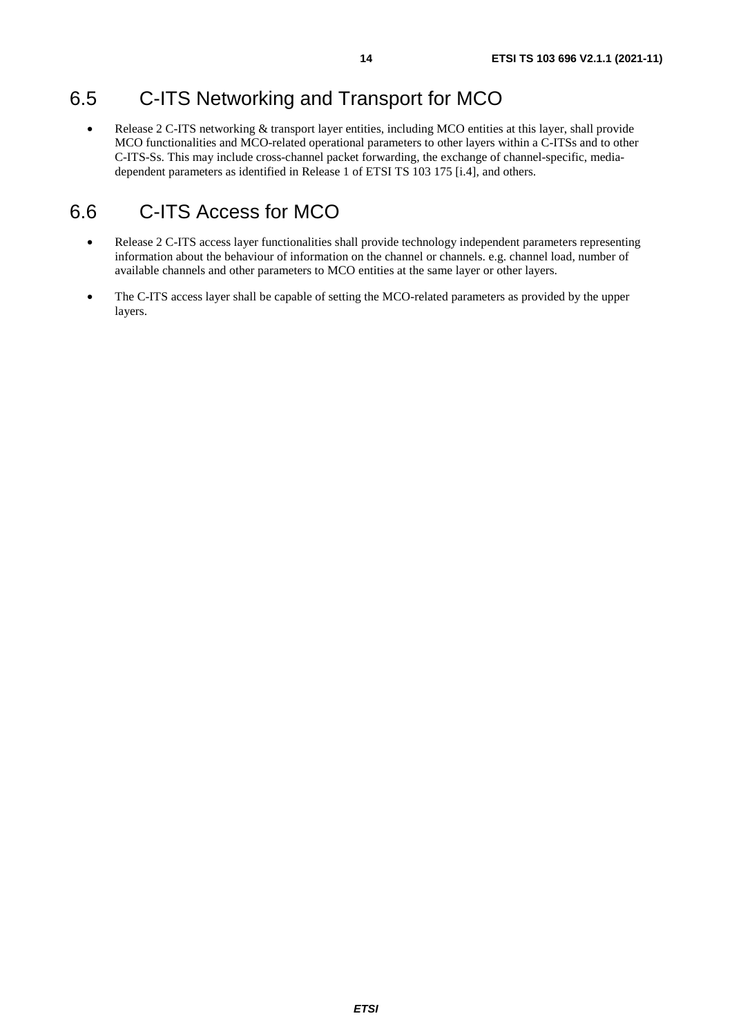## 6.5 C-ITS Networking and Transport for MCO

- Release 2 C-ITS networking & transport layer entities, including MCO entities at this layer, shall provide MCO functionalities and MCO-related operational parameters to other layers within a C-ITSs and to other C-ITS-Ss. This may include cross-channel packet forwarding, the exchange of channel-specific, media-dependent parameters as identified in Release 1 of ETSI TS 103 175 [i.4], and others.

## 6.6 C-ITS Access for MCO

- Release 2 C-ITS access layer functionalities shall provide technology independent parameters representing information about the behaviour of information on the channel or channels. e.g. channel load, number of available channels and other parameters to MCO entities at the same layer or other layers.
- The C-ITS access layer shall be capable of setting the MCO-related parameters as provided by the upper layers.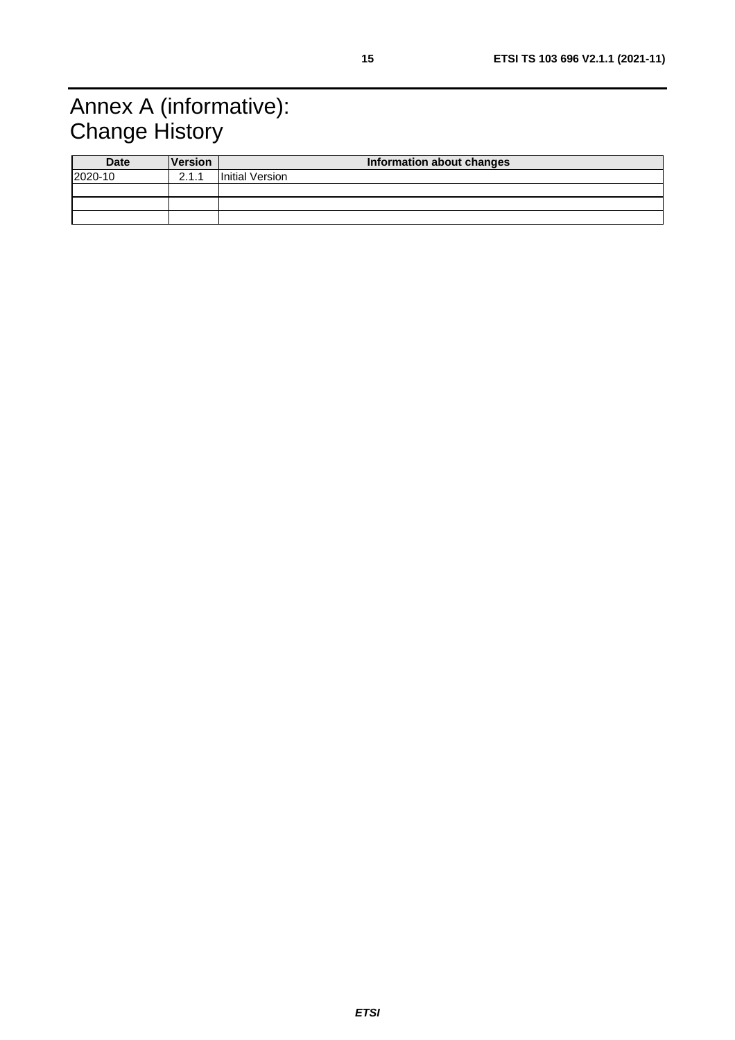# Annex A (informative): Change History

| Date | Version | Information about changes |
|---|---|---|
| 2020-10 | 2.1.1 | Initial Version |
| | | |
| | | |
| | | |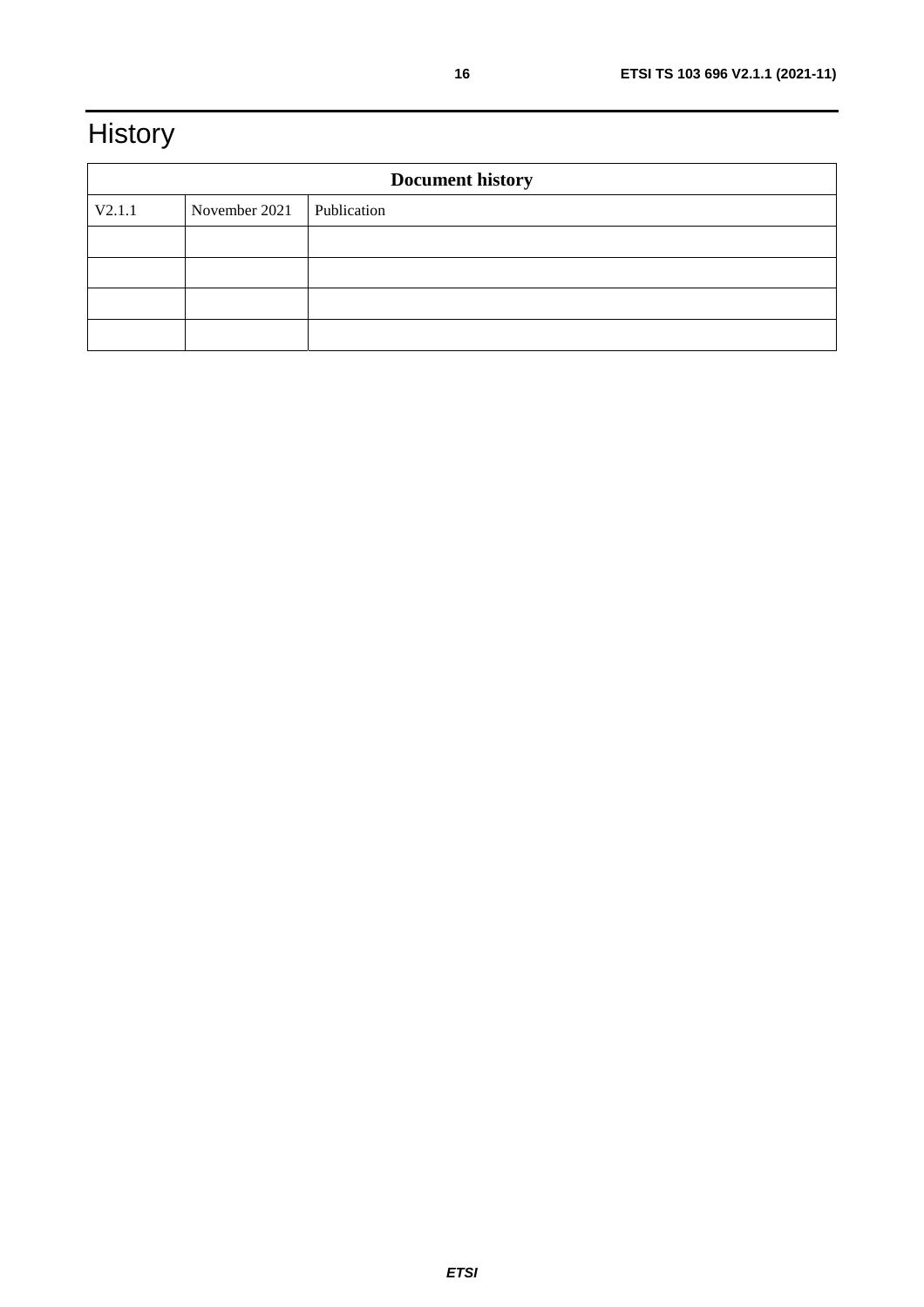# History

| Document history | | |
|---|---|---|
| V2.1.1 | November 2021 | Publication |
| | | |
| | | |
| | | |
| | | |